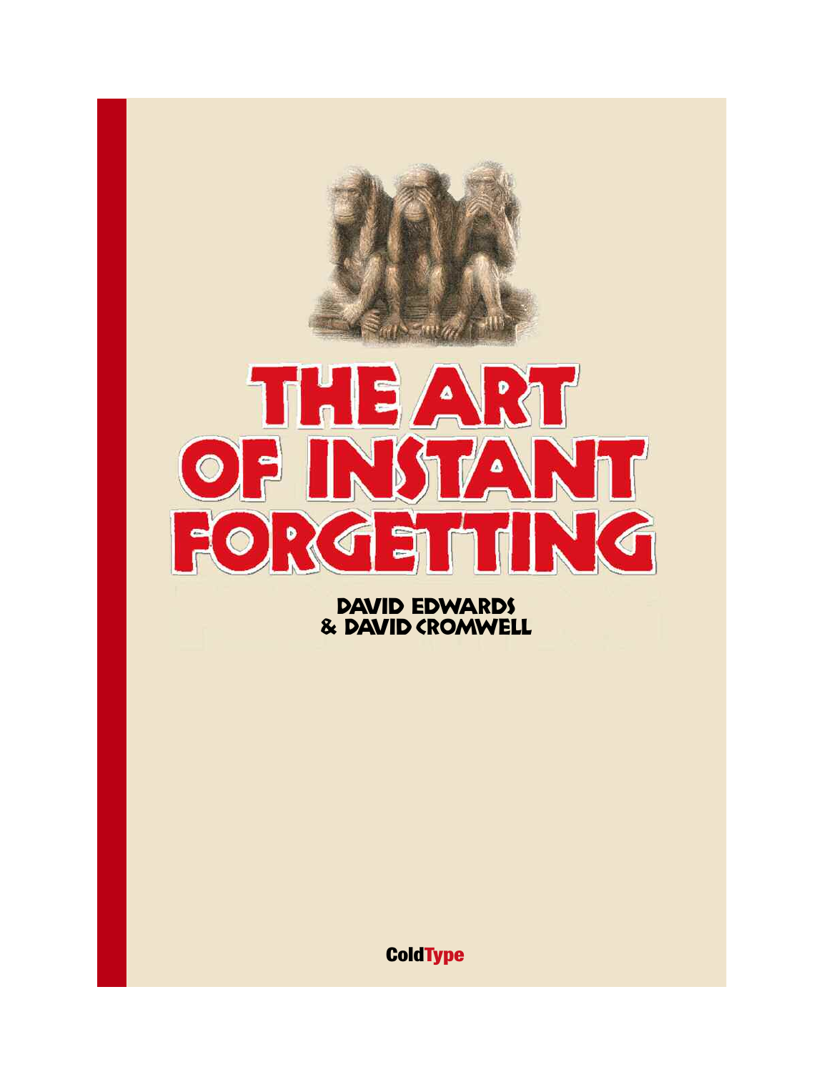# THE ART OF INSTANT FORGETTING

DAVID EDWARDS
& DAVID CROMWELL

ColdType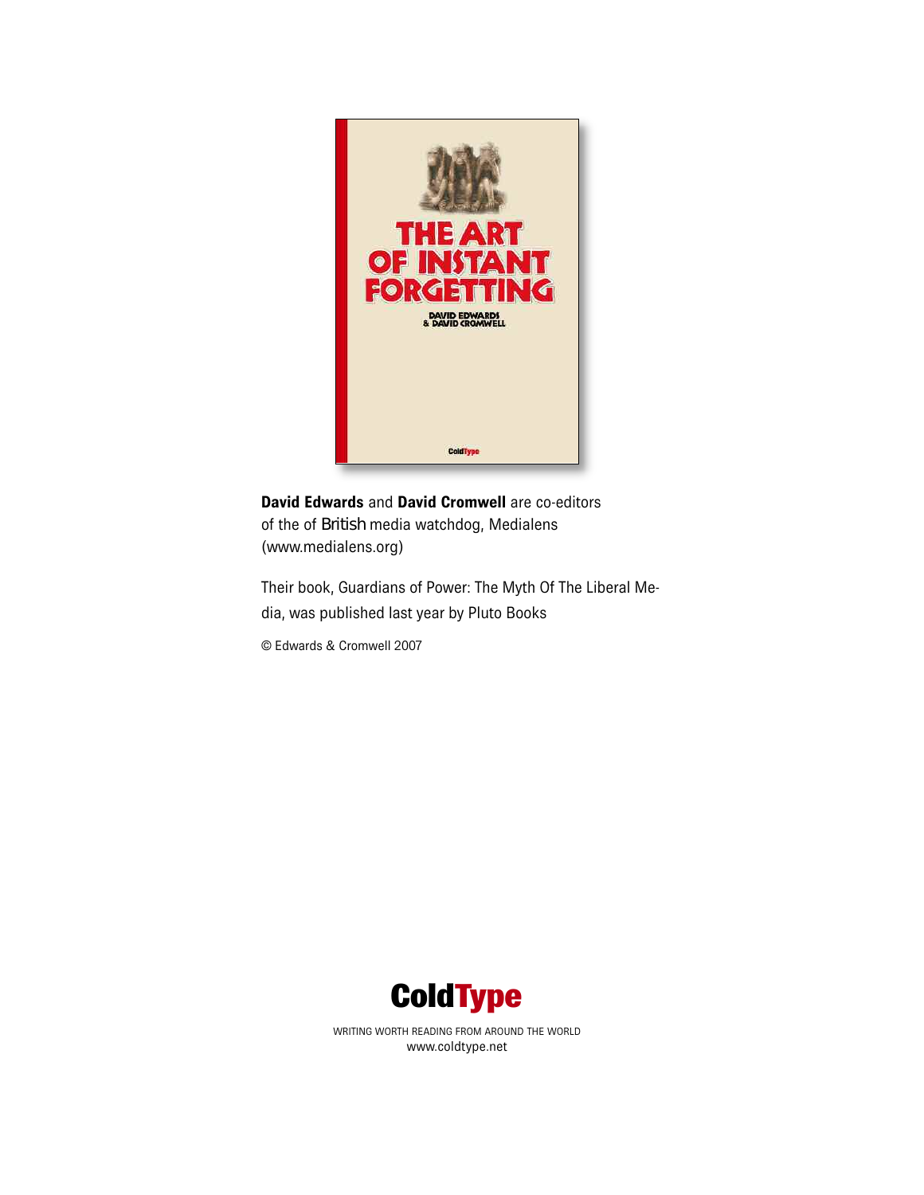THE ART OF INSTANT FORGETTING

DAVID EDWARDS & DAVID CROMWELL

ColdType

**David Edwards** and **David Cromwell** are co-editors of the of British media watchdog, Medialens (www.medialens.org)

Their book, Guardians of Power: The Myth Of The Liberal Media, was published last year by Pluto Books

© Edwards & Cromwell 2007

**ColdType**

WRITING WORTH READING FROM AROUND THE WORLD
www.coldtype.net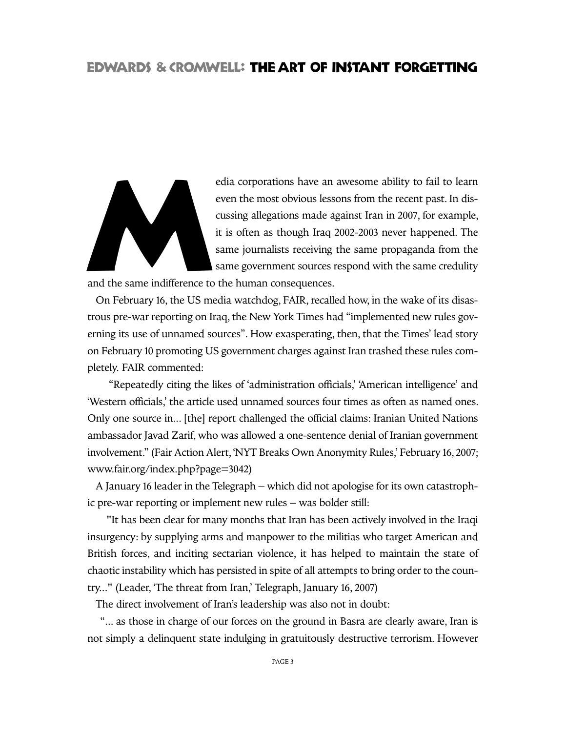Media corporations have an awesome ability to fail to learn even the most obvious lessons from the recent past. In discussing allegations made against Iran in 2007, for example, it is often as though Iraq 2002-2003 never happened. The same journalists receiving the same propaganda from the same government sources respond with the same credulity and the same indifference to the human consequences.

On February 16, the US media watchdog, FAIR, recalled how, in the wake of its disastrous pre-war reporting on Iraq, the New York Times had "implemented new rules governing its use of unnamed sources". How exasperating, then, that the Times' lead story on February 10 promoting US government charges against Iran trashed these rules completely. FAIR commented:

"Repeatedly citing the likes of 'administration officials,' 'American intelligence' and 'Western officials,' the article used unnamed sources four times as often as named ones. Only one source in... [the] report challenged the official claims: Iranian United Nations ambassador Javad Zarif, who was allowed a one-sentence denial of Iranian government involvement." (Fair Action Alert, 'NYT Breaks Own Anonymity Rules,' February 16, 2007; www.fair.org/index.php?page=3042)

A January 16 leader in the Telegraph – which did not apologise for its own catastrophic pre-war reporting or implement new rules – was bolder still:

"It has been clear for many months that Iran has been actively involved in the Iraqi insurgency: by supplying arms and manpower to the militias who target American and British forces, and inciting sectarian violence, it has helped to maintain the state of chaotic instability which has persisted in spite of all attempts to bring order to the country..." (Leader, 'The threat from Iran,' Telegraph, January 16, 2007)

The direct involvement of Iran's leadership was also not in doubt:

"... as those in charge of our forces on the ground in Basra are clearly aware, Iran is not simply a delinquent state indulging in gratuitously destructive terrorism. However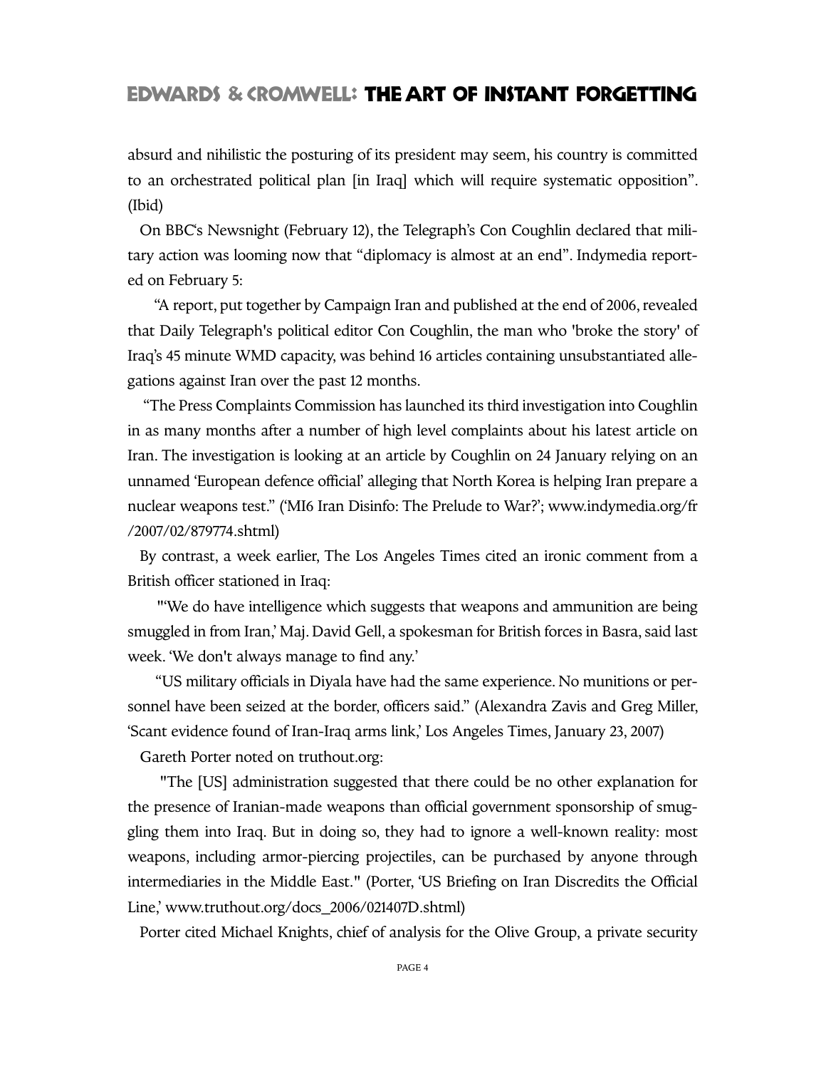absurd and nihilistic the posturing of its president may seem, his country is committed to an orchestrated political plan [in Iraq] which will require systematic opposition". (Ibid)

On BBC's Newsnight (February 12), the Telegraph's Con Coughlin declared that military action was looming now that "diplomacy is almost at an end". Indymedia reported on February 5:

"A report, put together by Campaign Iran and published at the end of 2006, revealed that Daily Telegraph's political editor Con Coughlin, the man who 'broke the story' of Iraq's 45 minute WMD capacity, was behind 16 articles containing unsubstantiated allegations against Iran over the past 12 months.

"The Press Complaints Commission has launched its third investigation into Coughlin in as many months after a number of high level complaints about his latest article on Iran. The investigation is looking at an article by Coughlin on 24 January relying on an unnamed 'European defence official' alleging that North Korea is helping Iran prepare a nuclear weapons test." ('MI6 Iran Disinfo: The Prelude to War?'; www.indymedia.org/fr/2007/02/879774.shtml)

By contrast, a week earlier, The Los Angeles Times cited an ironic comment from a British officer stationed in Iraq:

"'We do have intelligence which suggests that weapons and ammunition are being smuggled in from Iran,' Maj. David Gell, a spokesman for British forces in Basra, said last week. 'We don't always manage to find any.'

"US military officials in Diyala have had the same experience. No munitions or personnel have been seized at the border, officers said." (Alexandra Zavis and Greg Miller, 'Scant evidence found of Iran-Iraq arms link,' Los Angeles Times, January 23, 2007)

Gareth Porter noted on truthout.org:

"The [US] administration suggested that there could be no other explanation for the presence of Iranian-made weapons than official government sponsorship of smuggling them into Iraq. But in doing so, they had to ignore a well-known reality: most weapons, including armor-piercing projectiles, can be purchased by anyone through intermediaries in the Middle East." (Porter, 'US Briefing on Iran Discredits the Official Line,' www.truthout.org/docs_2006/021407D.shtml)

Porter cited Michael Knights, chief of analysis for the Olive Group, a private security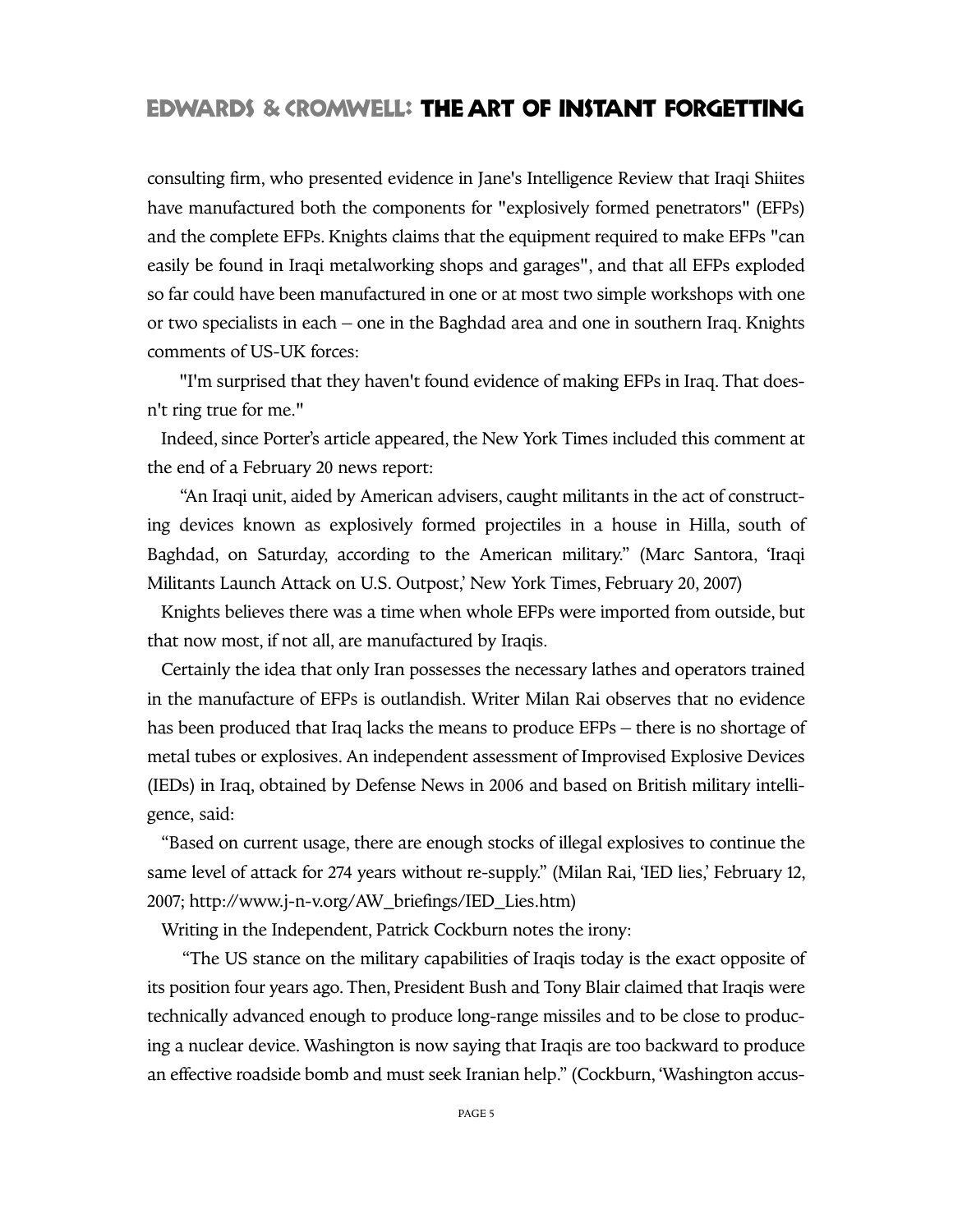consulting firm, who presented evidence in Jane's Intelligence Review that Iraqi Shiites have manufactured both the components for "explosively formed penetrators" (EFPs) and the complete EFPs. Knights claims that the equipment required to make EFPs "can easily be found in Iraqi metalworking shops and garages", and that all EFPs exploded so far could have been manufactured in one or at most two simple workshops with one or two specialists in each – one in the Baghdad area and one in southern Iraq. Knights comments of US-UK forces:

"I'm surprised that they haven't found evidence of making EFPs in Iraq. That doesn't ring true for me."

Indeed, since Porter's article appeared, the New York Times included this comment at the end of a February 20 news report:

"An Iraqi unit, aided by American advisers, caught militants in the act of constructing devices known as explosively formed projectiles in a house in Hilla, south of Baghdad, on Saturday, according to the American military." (Marc Santora, 'Iraqi Militants Launch Attack on U.S. Outpost,' New York Times, February 20, 2007)

Knights believes there was a time when whole EFPs were imported from outside, but that now most, if not all, are manufactured by Iraqis.

Certainly the idea that only Iran possesses the necessary lathes and operators trained in the manufacture of EFPs is outlandish. Writer Milan Rai observes that no evidence has been produced that Iraq lacks the means to produce EFPs – there is no shortage of metal tubes or explosives. An independent assessment of Improvised Explosive Devices (IEDs) in Iraq, obtained by Defense News in 2006 and based on British military intelligence, said:

"Based on current usage, there are enough stocks of illegal explosives to continue the same level of attack for 274 years without re-supply." (Milan Rai, 'IED lies,' February 12, 2007; http://www.j-n-v.org/AW_briefings/IED_Lies.htm)

Writing in the Independent, Patrick Cockburn notes the irony:

"The US stance on the military capabilities of Iraqis today is the exact opposite of its position four years ago. Then, President Bush and Tony Blair claimed that Iraqis were technically advanced enough to produce long-range missiles and to be close to producing a nuclear device. Washington is now saying that Iraqis are too backward to produce an effective roadside bomb and must seek Iranian help." (Cockburn, 'Washington accus-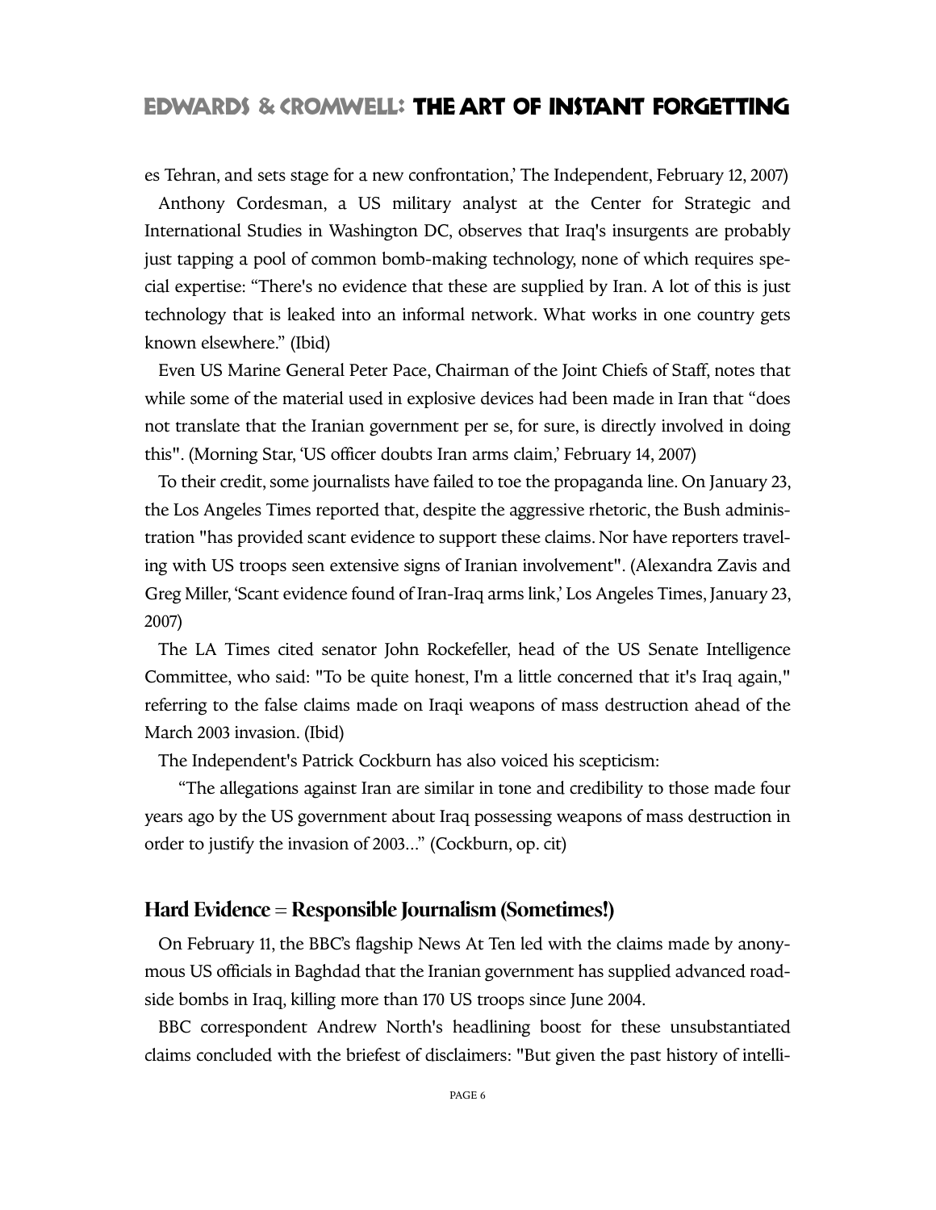es Tehran, and sets stage for a new confrontation,' The Independent, February 12, 2007)

Anthony Cordesman, a US military analyst at the Center for Strategic and International Studies in Washington DC, observes that Iraq's insurgents are probably just tapping a pool of common bomb-making technology, none of which requires special expertise: "There's no evidence that these are supplied by Iran. A lot of this is just technology that is leaked into an informal network. What works in one country gets known elsewhere." (Ibid)

Even US Marine General Peter Pace, Chairman of the Joint Chiefs of Staff, notes that while some of the material used in explosive devices had been made in Iran that "does not translate that the Iranian government per se, for sure, is directly involved in doing this". (Morning Star, 'US officer doubts Iran arms claim,' February 14, 2007)

To their credit, some journalists have failed to toe the propaganda line. On January 23, the Los Angeles Times reported that, despite the aggressive rhetoric, the Bush administration "has provided scant evidence to support these claims. Nor have reporters traveling with US troops seen extensive signs of Iranian involvement". (Alexandra Zavis and Greg Miller, 'Scant evidence found of Iran-Iraq arms link,' Los Angeles Times, January 23, 2007)

The LA Times cited senator John Rockefeller, head of the US Senate Intelligence Committee, who said: "To be quite honest, I'm a little concerned that it's Iraq again," referring to the false claims made on Iraqi weapons of mass destruction ahead of the March 2003 invasion. (Ibid)

The Independent's Patrick Cockburn has also voiced his scepticism:

"The allegations against Iran are similar in tone and credibility to those made four years ago by the US government about Iraq possessing weapons of mass destruction in order to justify the invasion of 2003..." (Cockburn, op. cit)

## Hard Evidence = Responsible Journalism (Sometimes!)

On February 11, the BBC's flagship News At Ten led with the claims made by anonymous US officials in Baghdad that the Iranian government has supplied advanced roadside bombs in Iraq, killing more than 170 US troops since June 2004.

BBC correspondent Andrew North's headlining boost for these unsubstantiated claims concluded with the briefest of disclaimers: "But given the past history of intelli-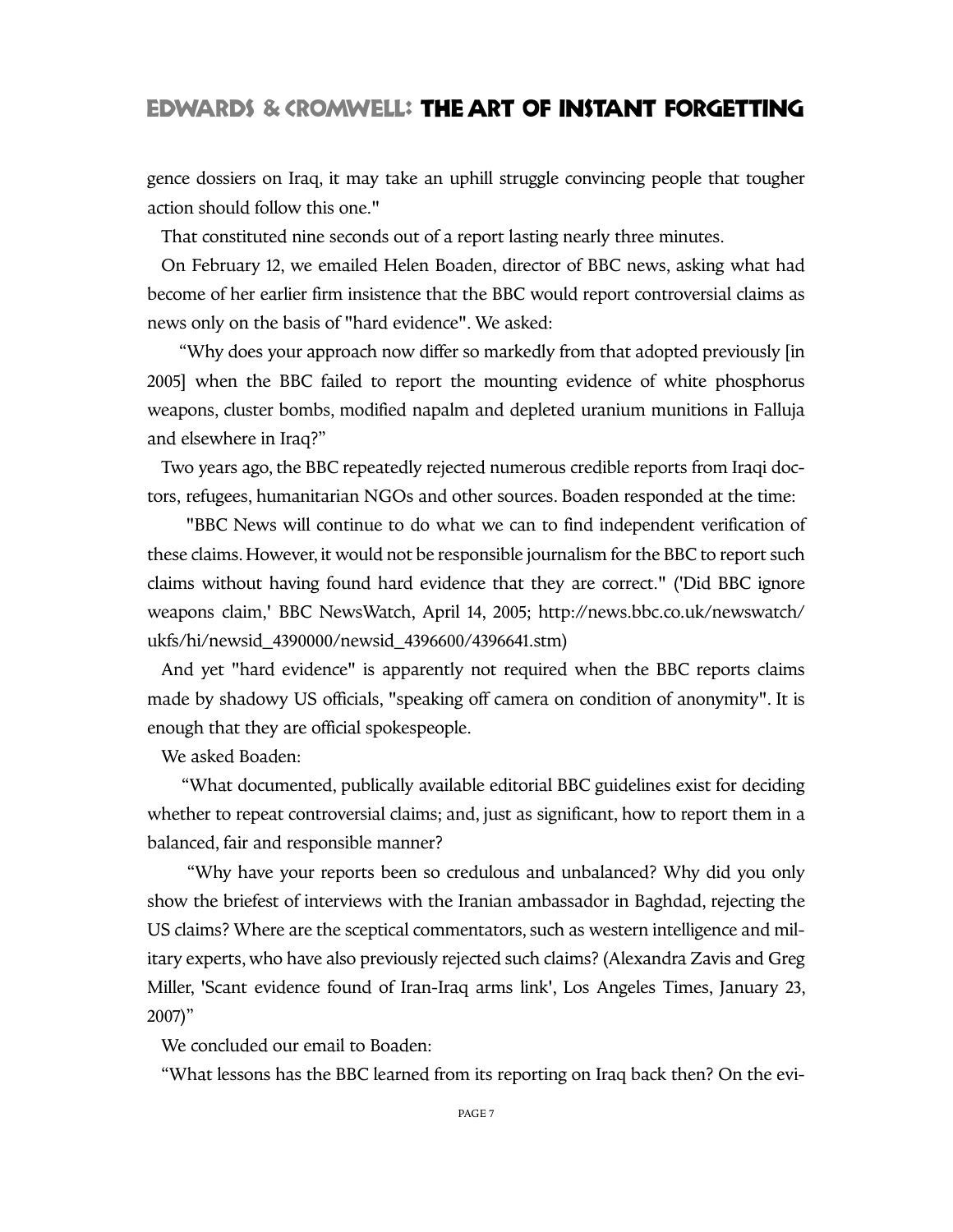gence dossiers on Iraq, it may take an uphill struggle convincing people that tougher action should follow this one."

That constituted nine seconds out of a report lasting nearly three minutes.

On February 12, we emailed Helen Boaden, director of BBC news, asking what had become of her earlier firm insistence that the BBC would report controversial claims as news only on the basis of "hard evidence". We asked:

"Why does your approach now differ so markedly from that adopted previously [in 2005] when the BBC failed to report the mounting evidence of white phosphorus weapons, cluster bombs, modified napalm and depleted uranium munitions in Falluja and elsewhere in Iraq?"

Two years ago, the BBC repeatedly rejected numerous credible reports from Iraqi doctors, refugees, humanitarian NGOs and other sources. Boaden responded at the time:

"BBC News will continue to do what we can to find independent verification of these claims. However, it would not be responsible journalism for the BBC to report such claims without having found hard evidence that they are correct." ('Did BBC ignore weapons claim,' BBC NewsWatch, April 14, 2005; http://news.bbc.co.uk/newswatch/ukfs/hi/newsid_4390000/newsid_4396600/4396641.stm)

And yet "hard evidence" is apparently not required when the BBC reports claims made by shadowy US officials, "speaking off camera on condition of anonymity". It is enough that they are official spokespeople.

We asked Boaden:

"What documented, publically available editorial BBC guidelines exist for deciding whether to repeat controversial claims; and, just as significant, how to report them in a balanced, fair and responsible manner?

"Why have your reports been so credulous and unbalanced? Why did you only show the briefest of interviews with the Iranian ambassador in Baghdad, rejecting the US claims? Where are the sceptical commentators, such as western intelligence and military experts, who have also previously rejected such claims? (Alexandra Zavis and Greg Miller, 'Scant evidence found of Iran-Iraq arms link', Los Angeles Times, January 23, 2007)"

We concluded our email to Boaden:

"What lessons has the BBC learned from its reporting on Iraq back then? On the evi-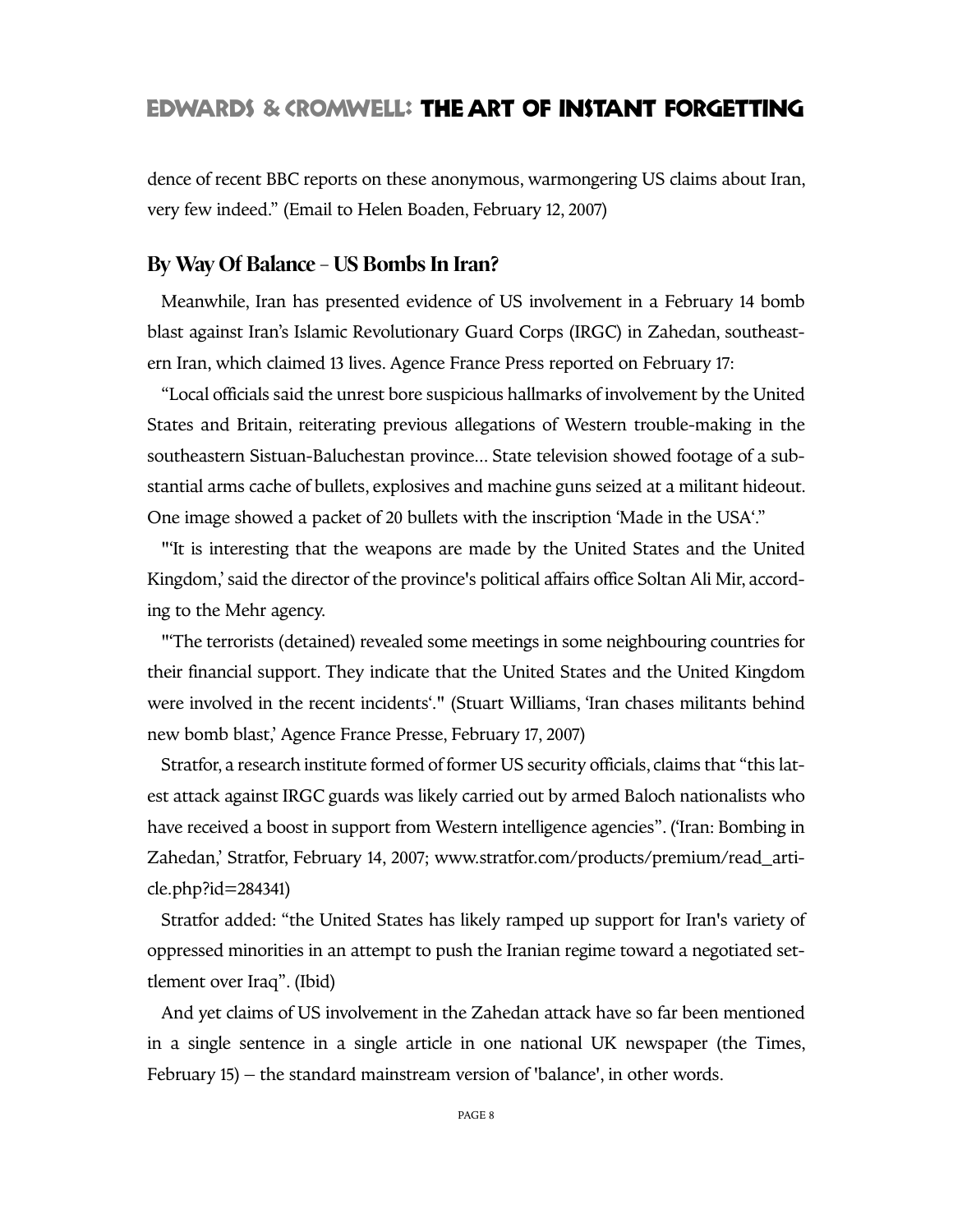dence of recent BBC reports on these anonymous, warmongering US claims about Iran, very few indeed." (Email to Helen Boaden, February 12, 2007)

## By Way Of Balance – US Bombs In Iran?

Meanwhile, Iran has presented evidence of US involvement in a February 14 bomb blast against Iran's Islamic Revolutionary Guard Corps (IRGC) in Zahedan, southeastern Iran, which claimed 13 lives. Agence France Press reported on February 17:

"Local officials said the unrest bore suspicious hallmarks of involvement by the United States and Britain, reiterating previous allegations of Western trouble-making in the southeastern Sistuan-Baluchestan province... State television showed footage of a substantial arms cache of bullets, explosives and machine guns seized at a militant hideout. One image showed a packet of 20 bullets with the inscription 'Made in the USA'."

"'It is interesting that the weapons are made by the United States and the United Kingdom,' said the director of the province's political affairs office Soltan Ali Mir, according to the Mehr agency.

"'The terrorists (detained) revealed some meetings in some neighbouring countries for their financial support. They indicate that the United States and the United Kingdom were involved in the recent incidents'." (Stuart Williams, 'Iran chases militants behind new bomb blast,' Agence France Presse, February 17, 2007)

Stratfor, a research institute formed of former US security officials, claims that "this latest attack against IRGC guards was likely carried out by armed Baloch nationalists who have received a boost in support from Western intelligence agencies". ('Iran: Bombing in Zahedan,' Stratfor, February 14, 2007; www.stratfor.com/products/premium/read_article.php?id=284341)

Stratfor added: "the United States has likely ramped up support for Iran's variety of oppressed minorities in an attempt to push the Iranian regime toward a negotiated settlement over Iraq". (Ibid)

And yet claims of US involvement in the Zahedan attack have so far been mentioned in a single sentence in a single article in one national UK newspaper (the Times, February 15) – the standard mainstream version of 'balance', in other words.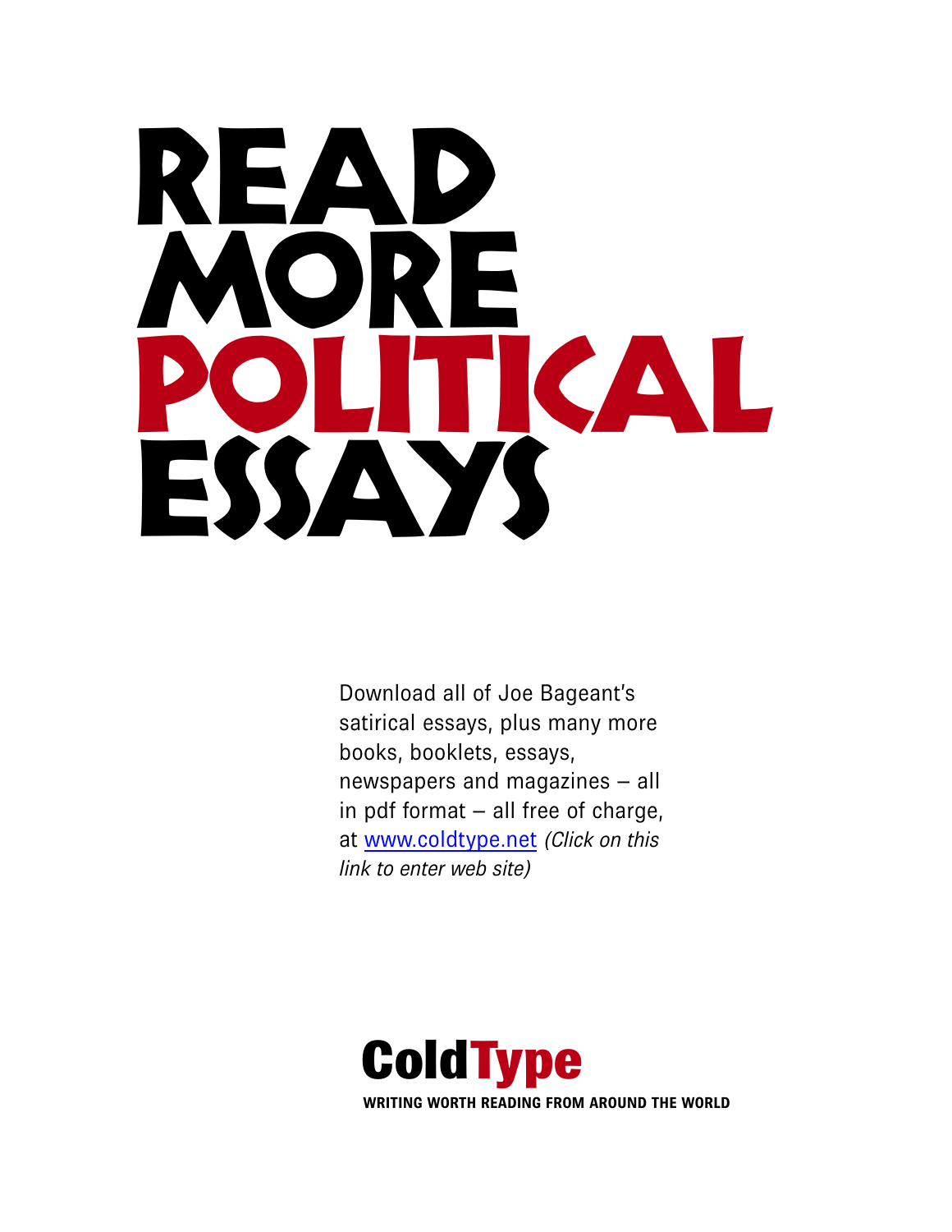# READ MORE POLITICAL ESSAYS

Download all of Joe Bageant's satirical essays, plus many more books, booklets, essays, newspapers and magazines – all in pdf format – all free of charge, at [www.coldtype.net](http://www.coldtype.net) *(Click on this link to enter web site)*

**ColdType**

**WRITING WORTH READING FROM AROUND THE WORLD**